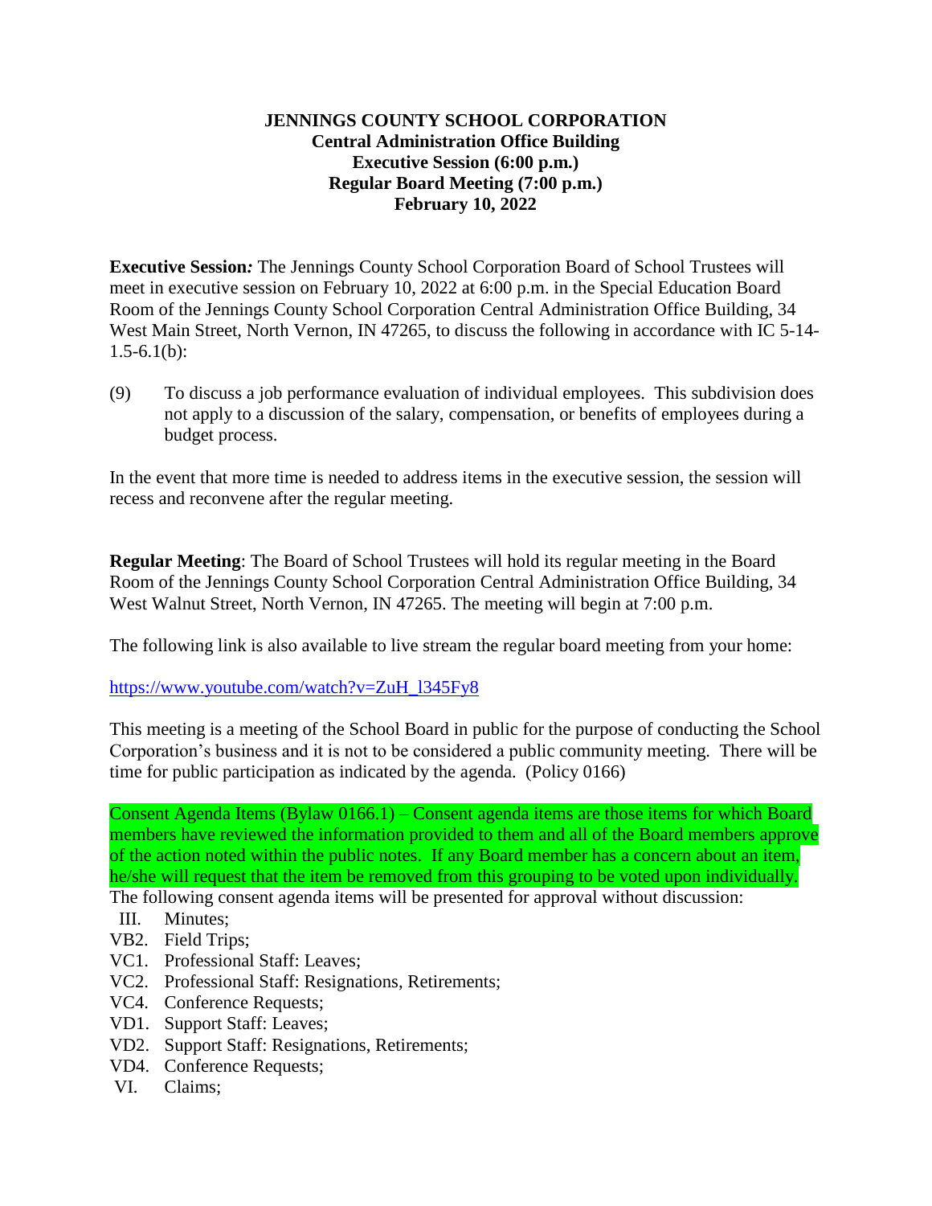**JENNINGS COUNTY SCHOOL CORPORATION**
**Central Administration Office Building**
**Executive Session (6:00 p.m.)**
**Regular Board Meeting (7:00 p.m.)**
**February 10, 2022**

**Executive Session*:*** The Jennings County School Corporation Board of School Trustees will meet in executive session on February 10, 2022 at 6:00 p.m. in the Special Education Board Room of the Jennings County School Corporation Central Administration Office Building, 34 West Main Street, North Vernon, IN 47265, to discuss the following in accordance with IC 5-14-1.5-6.1(b):

(9) To discuss a job performance evaluation of individual employees. This subdivision does not apply to a discussion of the salary, compensation, or benefits of employees during a budget process.

In the event that more time is needed to address items in the executive session, the session will recess and reconvene after the regular meeting.

**Regular Meeting**: The Board of School Trustees will hold its regular meeting in the Board Room of the Jennings County School Corporation Central Administration Office Building, 34 West Walnut Street, North Vernon, IN 47265. The meeting will begin at 7:00 p.m.

The following link is also available to live stream the regular board meeting from your home:

https://www.youtube.com/watch?v=ZuH_l345Fy8

This meeting is a meeting of the School Board in public for the purpose of conducting the School Corporation's business and it is not to be considered a public community meeting. There will be time for public participation as indicated by the agenda. (Policy 0166)

Consent Agenda Items (Bylaw 0166.1) – Consent agenda items are those items for which Board members have reviewed the information provided to them and all of the Board members approve of the action noted within the public notes. If any Board member has a concern about an item, he/she will request that the item be removed from this grouping to be voted upon individually.
The following consent agenda items will be presented for approval without discussion:

- III. Minutes;
- VB2. Field Trips;
- VC1. Professional Staff: Leaves;
- VC2. Professional Staff: Resignations, Retirements;
- VC4. Conference Requests;
- VD1. Support Staff: Leaves;
- VD2. Support Staff: Resignations, Retirements;
- VD4. Conference Requests;
- VI. Claims;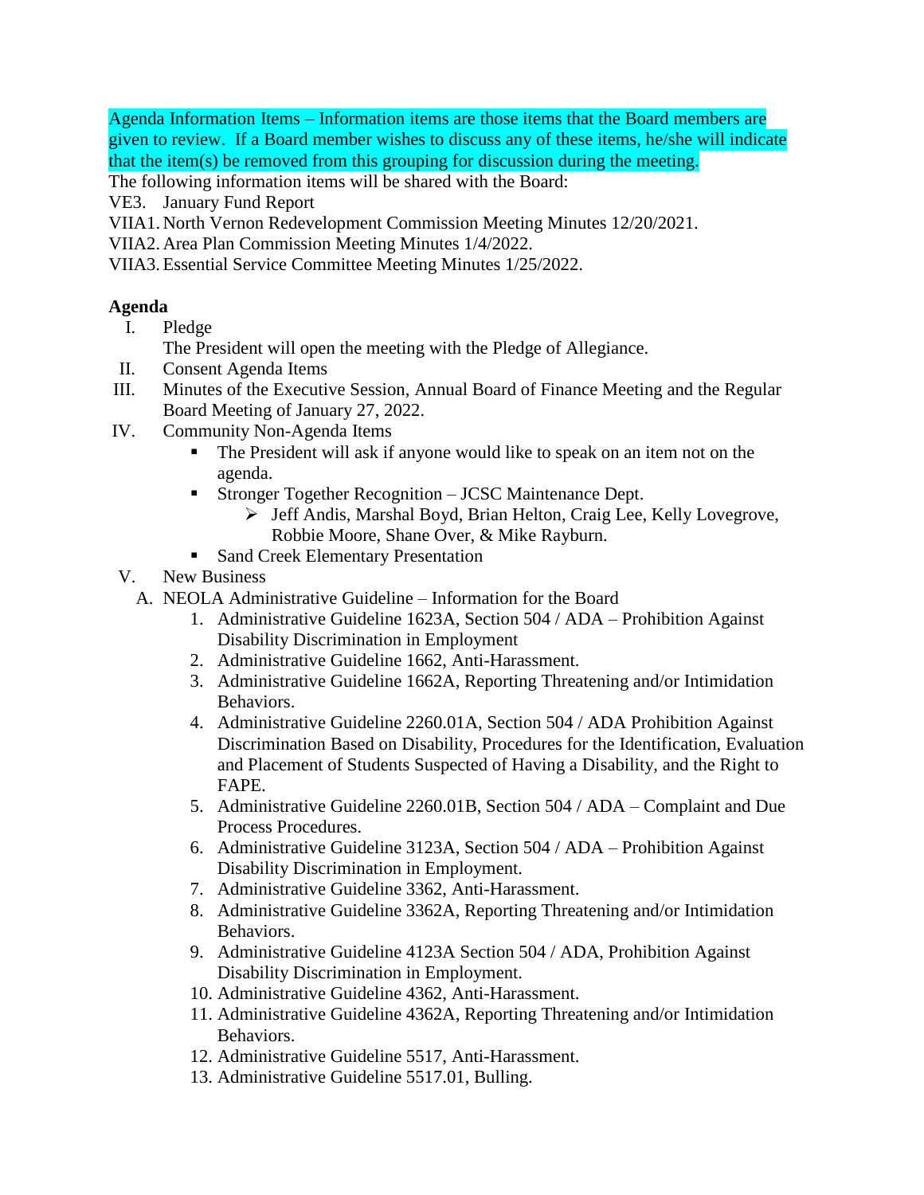Agenda Information Items – Information items are those items that the Board members are given to review. If a Board member wishes to discuss any of these items, he/she will indicate that the item(s) be removed from this grouping for discussion during the meeting.

The following information items will be shared with the Board:

VE3. January Fund Report

VIIA1. North Vernon Redevelopment Commission Meeting Minutes 12/20/2021.

VIIA2. Area Plan Commission Meeting Minutes 1/4/2022.

VIIA3. Essential Service Committee Meeting Minutes 1/25/2022.

**Agenda**

I. Pledge

The President will open the meeting with the Pledge of Allegiance.

II. Consent Agenda Items

III. Minutes of the Executive Session, Annual Board of Finance Meeting and the Regular Board Meeting of January 27, 2022.

IV. Community Non-Agenda Items

- The President will ask if anyone would like to speak on an item not on the agenda.
- Stronger Together Recognition – JCSC Maintenance Dept.
  - Jeff Andis, Marshal Boyd, Brian Helton, Craig Lee, Kelly Lovegrove, Robbie Moore, Shane Over, & Mike Rayburn.
- Sand Creek Elementary Presentation

V. New Business

A. NEOLA Administrative Guideline – Information for the Board

1. Administrative Guideline 1623A, Section 504 / ADA – Prohibition Against Disability Discrimination in Employment
2. Administrative Guideline 1662, Anti-Harassment.
3. Administrative Guideline 1662A, Reporting Threatening and/or Intimidation Behaviors.
4. Administrative Guideline 2260.01A, Section 504 / ADA Prohibition Against Discrimination Based on Disability, Procedures for the Identification, Evaluation and Placement of Students Suspected of Having a Disability, and the Right to FAPE.
5. Administrative Guideline 2260.01B, Section 504 / ADA – Complaint and Due Process Procedures.
6. Administrative Guideline 3123A, Section 504 / ADA – Prohibition Against Disability Discrimination in Employment.
7. Administrative Guideline 3362, Anti-Harassment.
8. Administrative Guideline 3362A, Reporting Threatening and/or Intimidation Behaviors.
9. Administrative Guideline 4123A Section 504 / ADA, Prohibition Against Disability Discrimination in Employment.
10. Administrative Guideline 4362, Anti-Harassment.
11. Administrative Guideline 4362A, Reporting Threatening and/or Intimidation Behaviors.
12. Administrative Guideline 5517, Anti-Harassment.
13. Administrative Guideline 5517.01, Bulling.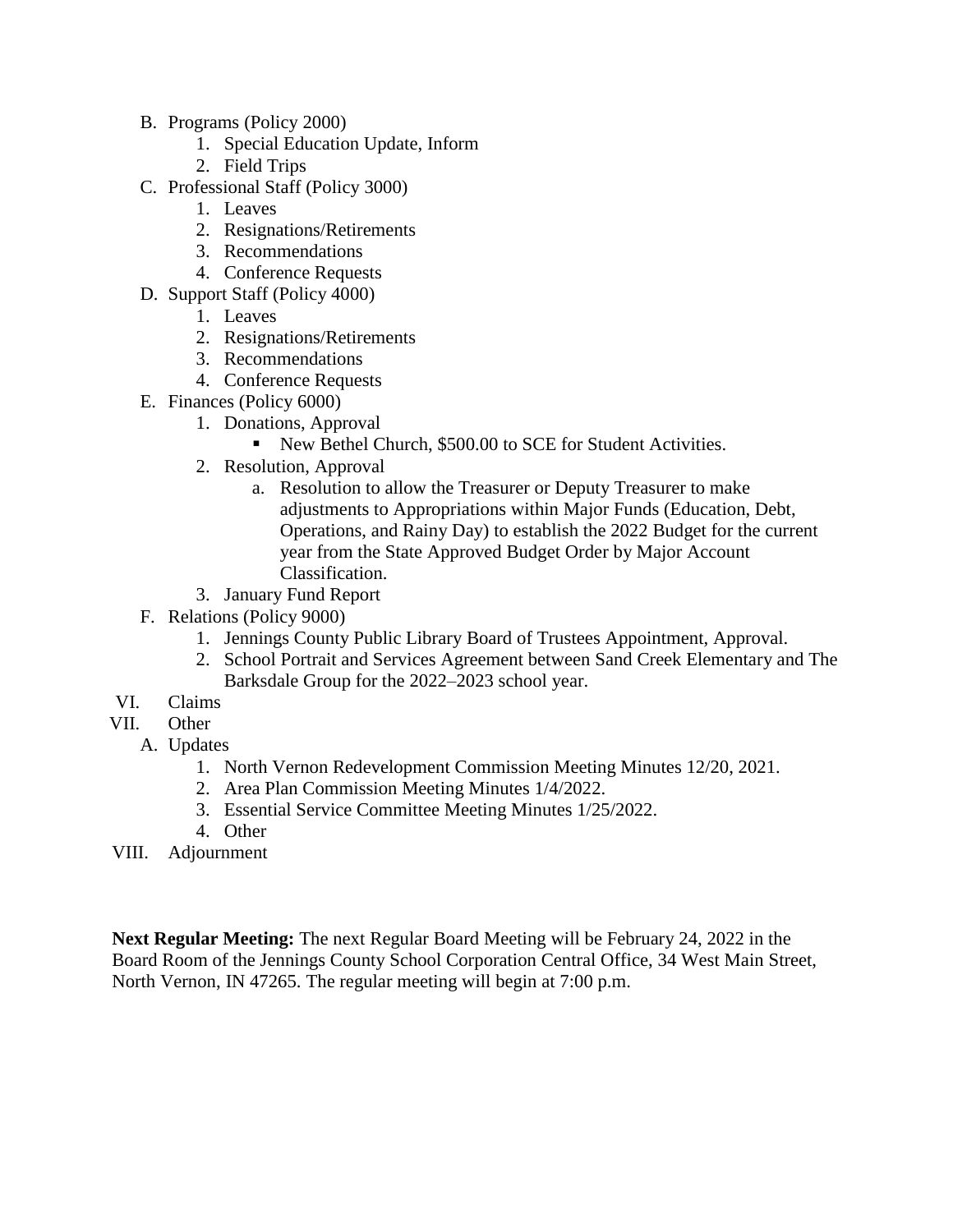B. Programs (Policy 2000)
   1. Special Education Update, Inform
   2. Field Trips

C. Professional Staff (Policy 3000)
   1. Leaves
   2. Resignations/Retirements
   3. Recommendations
   4. Conference Requests

D. Support Staff (Policy 4000)
   1. Leaves
   2. Resignations/Retirements
   3. Recommendations
   4. Conference Requests

E. Finances (Policy 6000)
   1. Donations, Approval
      - New Bethel Church, $500.00 to SCE for Student Activities.
   2. Resolution, Approval
      a. Resolution to allow the Treasurer or Deputy Treasurer to make adjustments to Appropriations within Major Funds (Education, Debt, Operations, and Rainy Day) to establish the 2022 Budget for the current year from the State Approved Budget Order by Major Account Classification.
   3. January Fund Report

F. Relations (Policy 9000)
   1. Jennings County Public Library Board of Trustees Appointment, Approval.
   2. School Portrait and Services Agreement between Sand Creek Elementary and The Barksdale Group for the 2022–2023 school year.

VI. Claims

VII. Other

A. Updates
   1. North Vernon Redevelopment Commission Meeting Minutes 12/20, 2021.
   2. Area Plan Commission Meeting Minutes 1/4/2022.
   3. Essential Service Committee Meeting Minutes 1/25/2022.
   4. Other

VIII. Adjournment

**Next Regular Meeting:** The next Regular Board Meeting will be February 24, 2022 in the Board Room of the Jennings County School Corporation Central Office, 34 West Main Street, North Vernon, IN 47265. The regular meeting will begin at 7:00 p.m.